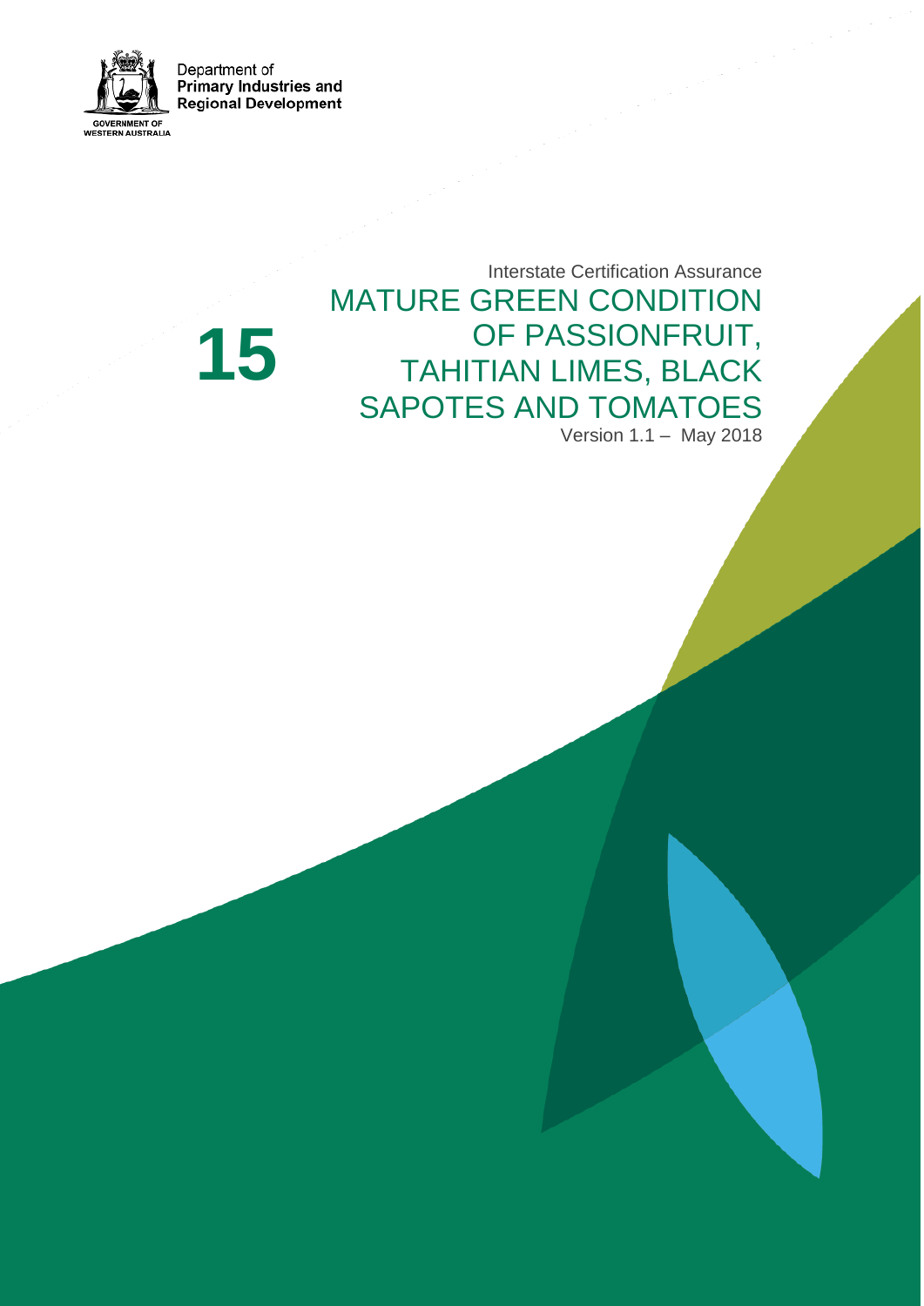Department of
**Primary Industries and**
**Regional Development**

GOVERNMENT OF
WESTERN AUSTRALIA

Interstate Certification Assurance

# 15 MATURE GREEN CONDITION OF PASSIONFRUIT, TAHITIAN LIMES, BLACK SAPOTES AND TOMATOES

Version 1.1 – May 2018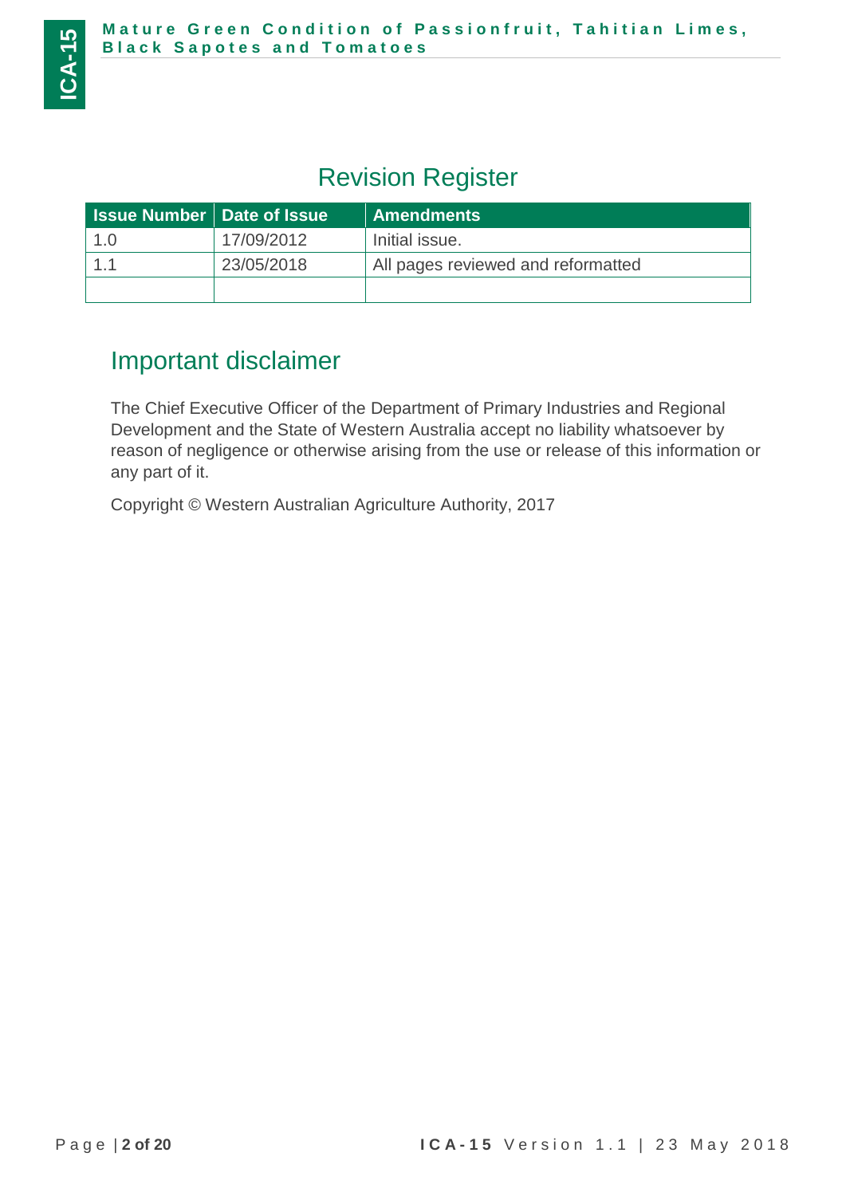## Revision Register

| Issue Number | Date of Issue | Amendments |
|---|---|---|
| 1.0 | 17/09/2012 | Initial issue. |
| 1.1 | 23/05/2018 | All pages reviewed and reformatted |
| | | |

## Important disclaimer

The Chief Executive Officer of the Department of Primary Industries and Regional Development and the State of Western Australia accept no liability whatsoever by reason of negligence or otherwise arising from the use or release of this information or any part of it.

Copyright © Western Australian Agriculture Authority, 2017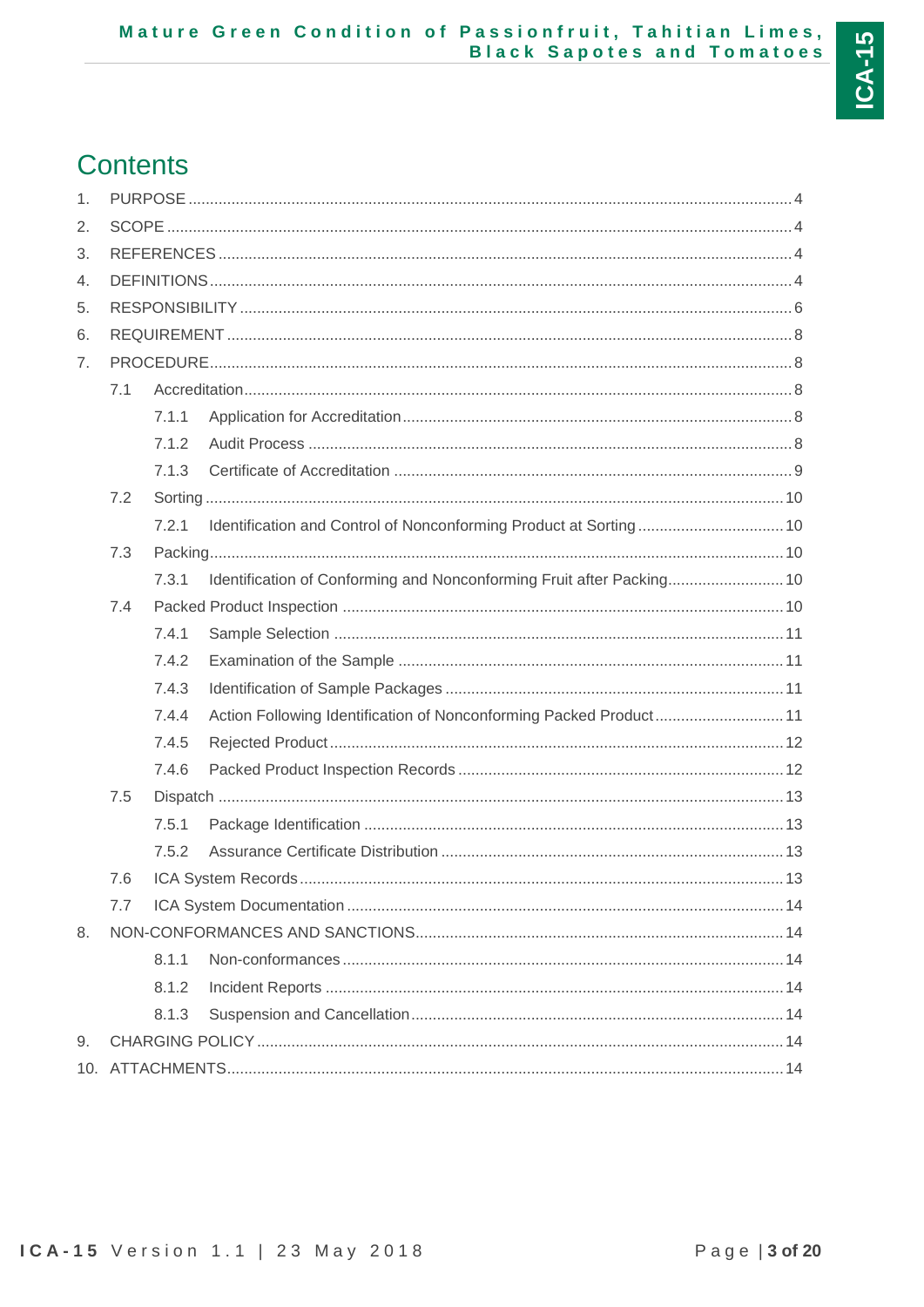# Contents

1. PURPOSE ..... 4
2. SCOPE ..... 4
3. REFERENCES ..... 4
4. DEFINITIONS ..... 4
5. RESPONSIBILITY ..... 6
6. REQUIREMENT ..... 8
7. PROCEDURE ..... 8
   - 7.1 Accreditation ..... 8
     - 7.1.1 Application for Accreditation ..... 8
     - 7.1.2 Audit Process ..... 8
     - 7.1.3 Certificate of Accreditation ..... 9
   - 7.2 Sorting ..... 10
     - 7.2.1 Identification and Control of Nonconforming Product at Sorting ..... 10
   - 7.3 Packing ..... 10
     - 7.3.1 Identification of Conforming and Nonconforming Fruit after Packing ..... 10
   - 7.4 Packed Product Inspection ..... 10
     - 7.4.1 Sample Selection ..... 11
     - 7.4.2 Examination of the Sample ..... 11
     - 7.4.3 Identification of Sample Packages ..... 11
     - 7.4.4 Action Following Identification of Nonconforming Packed Product ..... 11
     - 7.4.5 Rejected Product ..... 12
     - 7.4.6 Packed Product Inspection Records ..... 12
   - 7.5 Dispatch ..... 13
     - 7.5.1 Package Identification ..... 13
     - 7.5.2 Assurance Certificate Distribution ..... 13
   - 7.6 ICA System Records ..... 13
   - 7.7 ICA System Documentation ..... 14
8. NON-CONFORMANCES AND SANCTIONS ..... 14
     - 8.1.1 Non-conformances ..... 14
     - 8.1.2 Incident Reports ..... 14
     - 8.1.3 Suspension and Cancellation ..... 14
9. CHARGING POLICY ..... 14
10. ATTACHMENTS ..... 14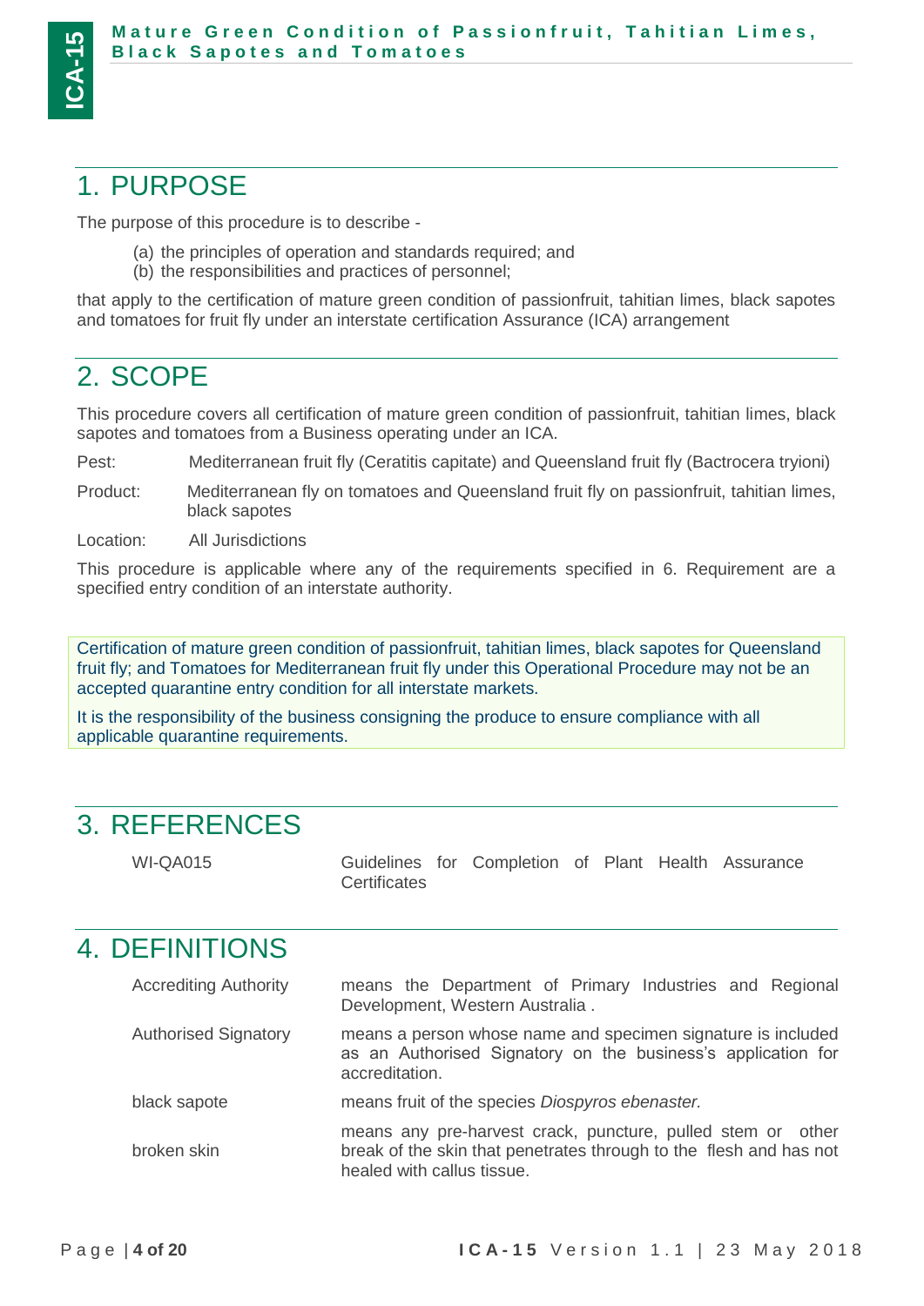## 1. PURPOSE

The purpose of this procedure is to describe -

(a) the principles of operation and standards required; and
(b) the responsibilities and practices of personnel;

that apply to the certification of mature green condition of passionfruit, tahitian limes, black sapotes and tomatoes for fruit fly under an interstate certification Assurance (ICA) arrangement

## 2. SCOPE

This procedure covers all certification of mature green condition of passionfruit, tahitian limes, black sapotes and tomatoes from a Business operating under an ICA.

Pest: Mediterranean fruit fly (Ceratitis capitate) and Queensland fruit fly (Bactrocera tryioni)

Product: Mediterranean fly on tomatoes and Queensland fruit fly on passionfruit, tahitian limes, black sapotes

Location: All Jurisdictions

This procedure is applicable where any of the requirements specified in 6. Requirement are a specified entry condition of an interstate authority.

Certification of mature green condition of passionfruit, tahitian limes, black sapotes for Queensland fruit fly; and Tomatoes for Mediterranean fruit fly under this Operational Procedure may not be an accepted quarantine entry condition for all interstate markets.

It is the responsibility of the business consigning the produce to ensure compliance with all applicable quarantine requirements.

## 3. REFERENCES

| | |
|---|---|
| WI-QA015 | Guidelines for Completion of Plant Health Assurance Certificates |

## 4. DEFINITIONS

| | |
|---|---|
| Accrediting Authority | means the Department of Primary Industries and Regional Development, Western Australia . |
| Authorised Signatory | means a person whose name and specimen signature is included as an Authorised Signatory on the business's application for accreditation. |
| black sapote | means fruit of the species *Diospyros ebenaster.* |
| broken skin | means any pre-harvest crack, puncture, pulled stem or other break of the skin that penetrates through to the flesh and has not healed with callus tissue. |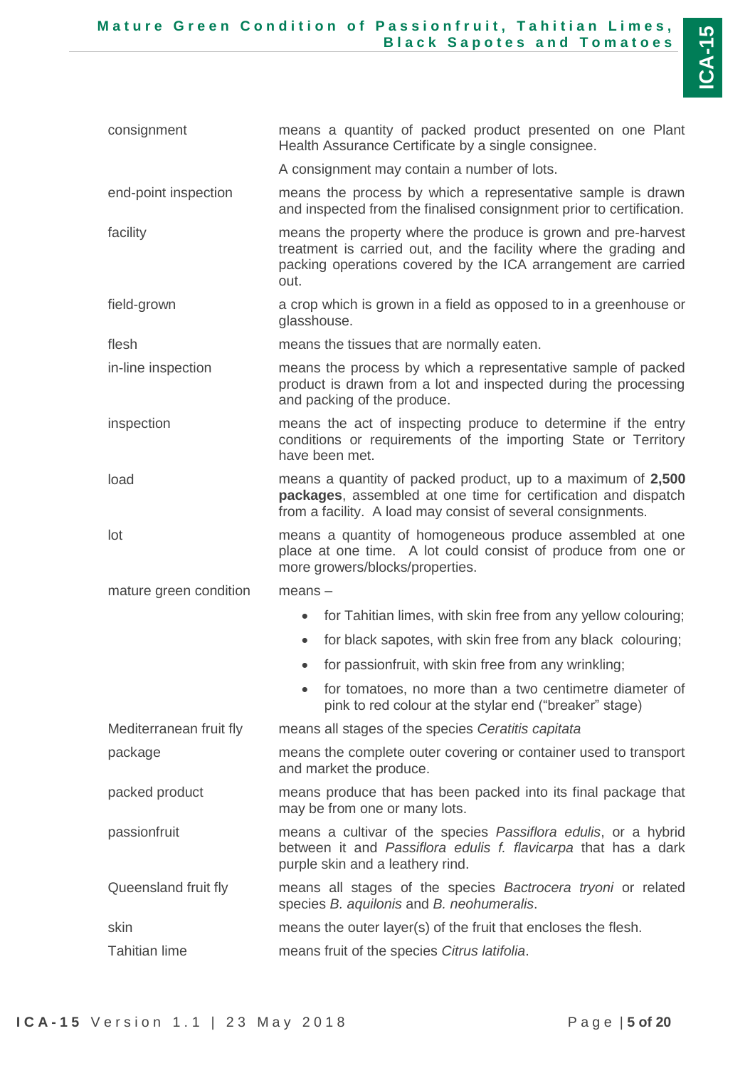| | |
|---|---|
| consignment | means a quantity of packed product presented on one Plant Health Assurance Certificate by a single consignee.<br><br>A consignment may contain a number of lots. |
| end-point inspection | means the process by which a representative sample is drawn and inspected from the finalised consignment prior to certification. |
| facility | means the property where the produce is grown and pre-harvest treatment is carried out, and the facility where the grading and packing operations covered by the ICA arrangement are carried out. |
| field-grown | a crop which is grown in a field as opposed to in a greenhouse or glasshouse. |
| flesh | means the tissues that are normally eaten. |
| in-line inspection | means the process by which a representative sample of packed product is drawn from a lot and inspected during the processing and packing of the produce. |
| inspection | means the act of inspecting produce to determine if the entry conditions or requirements of the importing State or Territory have been met. |
| load | means a quantity of packed product, up to a maximum of **2,500 packages**, assembled at one time for certification and dispatch from a facility. A load may consist of several consignments. |
| lot | means a quantity of homogeneous produce assembled at one place at one time. A lot could consist of produce from one or more growers/blocks/properties. |
| mature green condition | means –<br>• for Tahitian limes, with skin free from any yellow colouring;<br>• for black sapotes, with skin free from any black colouring;<br>• for passionfruit, with skin free from any wrinkling;<br>• for tomatoes, no more than a two centimetre diameter of pink to red colour at the stylar end ("breaker" stage) |
| Mediterranean fruit fly | means all stages of the species *Ceratitis capitata* |
| package | means the complete outer covering or container used to transport and market the produce. |
| packed product | means produce that has been packed into its final package that may be from one or many lots. |
| passionfruit | means a cultivar of the species *Passiflora edulis*, or a hybrid between it and *Passiflora edulis f. flavicarpa* that has a dark purple skin and a leathery rind. |
| Queensland fruit fly | means all stages of the species *Bactrocera tryoni* or related species *B. aquilonis* and *B. neohumeralis*. |
| skin | means the outer layer(s) of the fruit that encloses the flesh. |
| Tahitian lime | means fruit of the species *Citrus latifolia*. |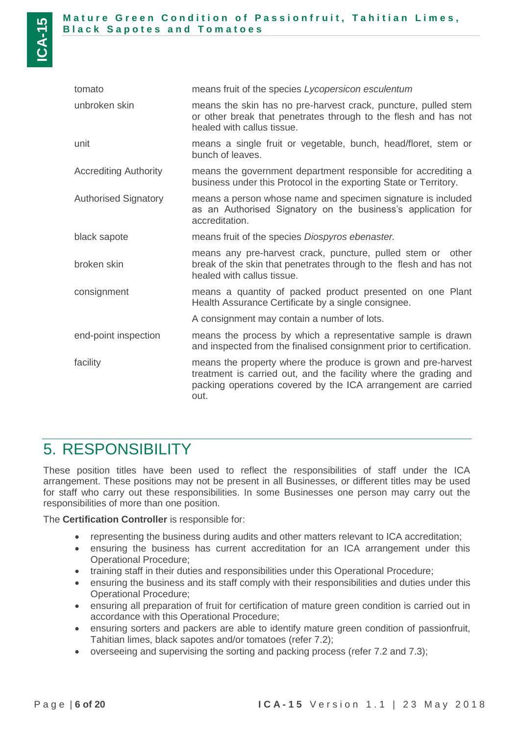| | |
|---|---|
| tomato | means fruit of the species *Lycopersicon esculentum* |
| unbroken skin | means the skin has no pre-harvest crack, puncture, pulled stem or other break that penetrates through to the flesh and has not healed with callus tissue. |
| unit | means a single fruit or vegetable, bunch, head/floret, stem or bunch of leaves. |
| Accrediting Authority | means the government department responsible for accrediting a business under this Protocol in the exporting State or Territory. |
| Authorised Signatory | means a person whose name and specimen signature is included as an Authorised Signatory on the business's application for accreditation. |
| black sapote | means fruit of the species *Diospyros ebenaster.* |
| broken skin | means any pre-harvest crack, puncture, pulled stem or other break of the skin that penetrates through to the flesh and has not healed with callus tissue. |
| consignment | means a quantity of packed product presented on one Plant Health Assurance Certificate by a single consignee. A consignment may contain a number of lots. |
| end-point inspection | means the process by which a representative sample is drawn and inspected from the finalised consignment prior to certification. |
| facility | means the property where the produce is grown and pre-harvest treatment is carried out, and the facility where the grading and packing operations covered by the ICA arrangement are carried out. |

# 5. RESPONSIBILITY

These position titles have been used to reflect the responsibilities of staff under the ICA arrangement. These positions may not be present in all Businesses, or different titles may be used for staff who carry out these responsibilities. In some Businesses one person may carry out the responsibilities of more than one position.

The **Certification Controller** is responsible for:

- representing the business during audits and other matters relevant to ICA accreditation;
- ensuring the business has current accreditation for an ICA arrangement under this Operational Procedure;
- training staff in their duties and responsibilities under this Operational Procedure;
- ensuring the business and its staff comply with their responsibilities and duties under this Operational Procedure;
- ensuring all preparation of fruit for certification of mature green condition is carried out in accordance with this Operational Procedure;
- ensuring sorters and packers are able to identify mature green condition of passionfruit, Tahitian limes, black sapotes and/or tomatoes (refer 7.2);
- overseeing and supervising the sorting and packing process (refer 7.2 and 7.3);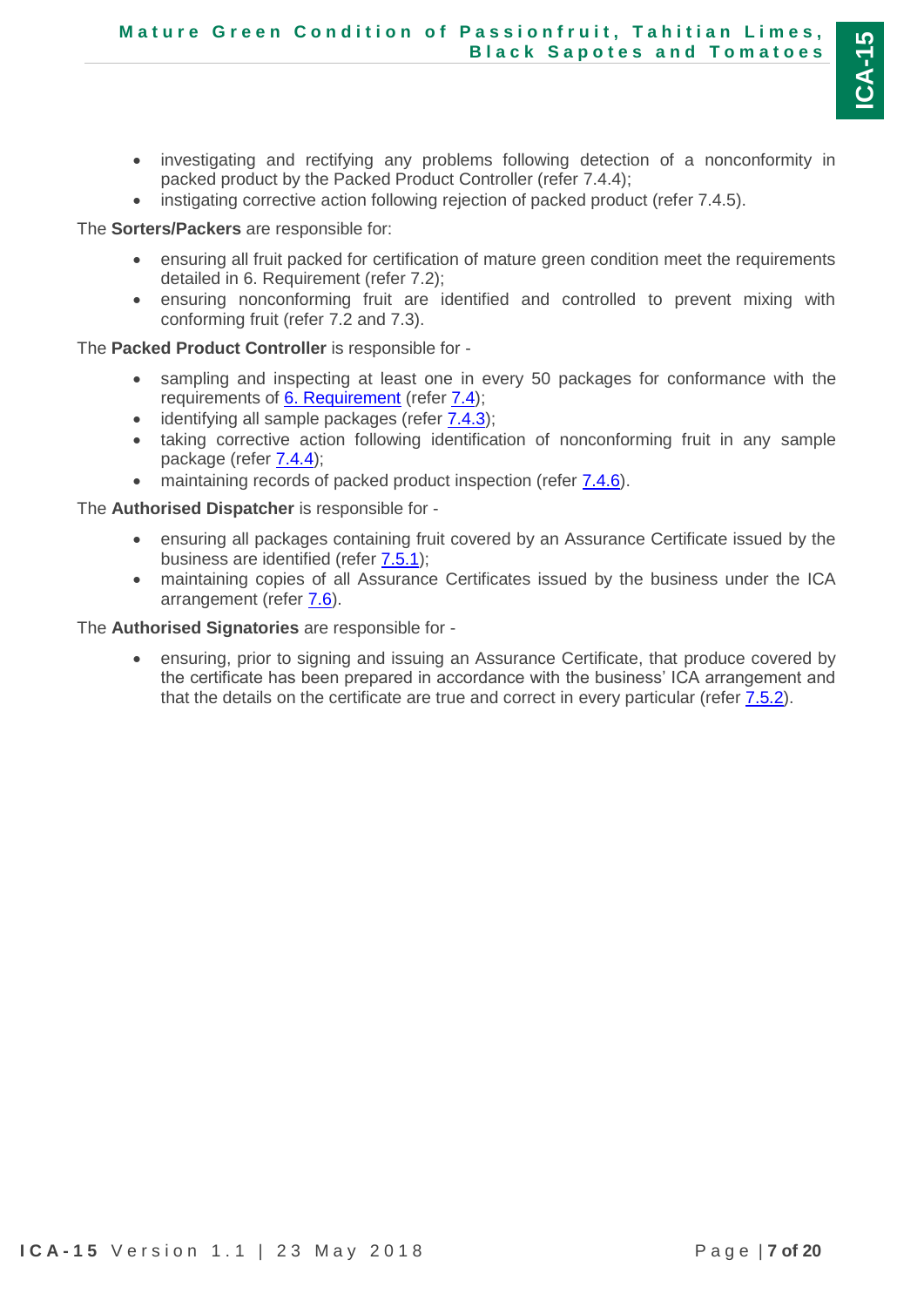- investigating and rectifying any problems following detection of a nonconformity in packed product by the Packed Product Controller (refer 7.4.4);
- instigating corrective action following rejection of packed product (refer 7.4.5).

The **Sorters/Packers** are responsible for:

- ensuring all fruit packed for certification of mature green condition meet the requirements detailed in 6. Requirement (refer 7.2);
- ensuring nonconforming fruit are identified and controlled to prevent mixing with conforming fruit (refer 7.2 and 7.3).

The **Packed Product Controller** is responsible for -

- sampling and inspecting at least one in every 50 packages for conformance with the requirements of 6. Requirement (refer 7.4);
- identifying all sample packages (refer 7.4.3);
- taking corrective action following identification of nonconforming fruit in any sample package (refer 7.4.4);
- maintaining records of packed product inspection (refer 7.4.6).

The **Authorised Dispatcher** is responsible for -

- ensuring all packages containing fruit covered by an Assurance Certificate issued by the business are identified (refer 7.5.1);
- maintaining copies of all Assurance Certificates issued by the business under the ICA arrangement (refer 7.6).

The **Authorised Signatories** are responsible for -

- ensuring, prior to signing and issuing an Assurance Certificate, that produce covered by the certificate has been prepared in accordance with the business' ICA arrangement and that the details on the certificate are true and correct in every particular (refer 7.5.2).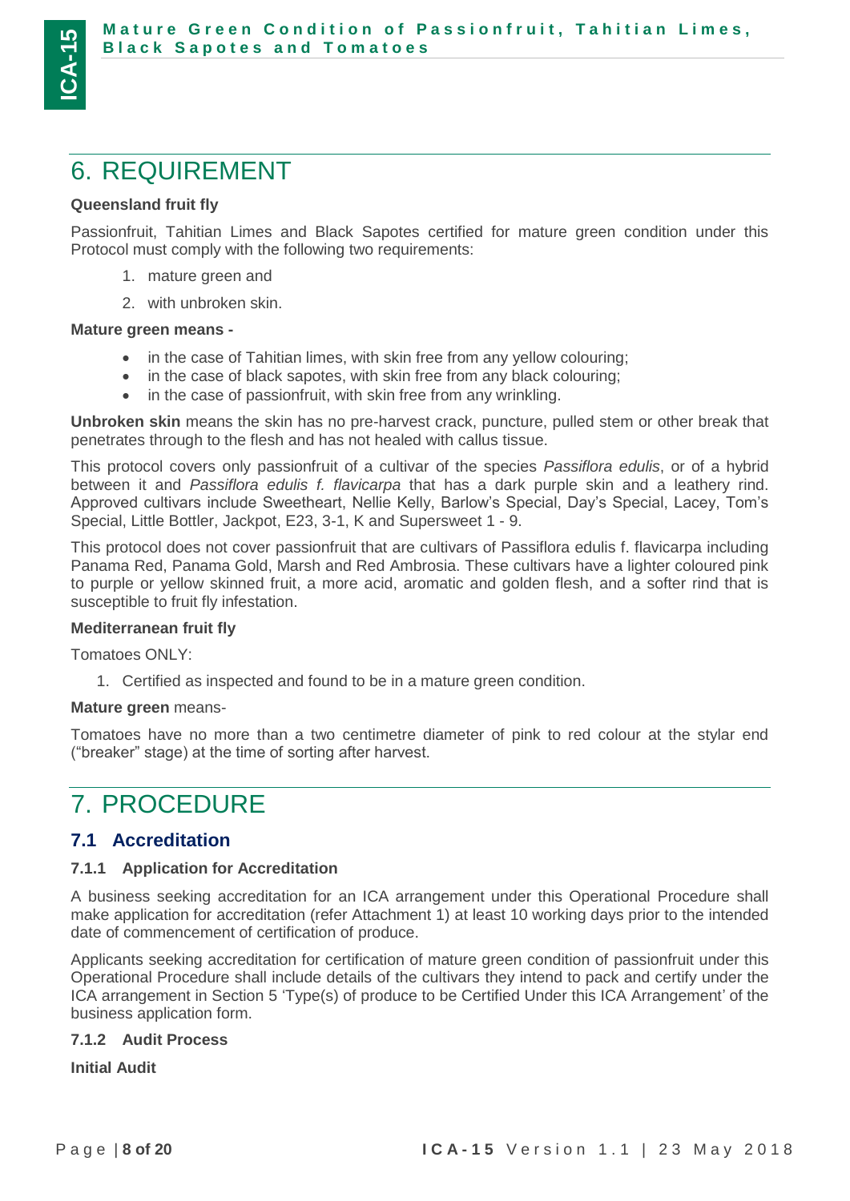# 6. REQUIREMENT

**Queensland fruit fly**

Passionfruit, Tahitian Limes and Black Sapotes certified for mature green condition under this Protocol must comply with the following two requirements:

1. mature green and
2. with unbroken skin.

**Mature green means -**

- in the case of Tahitian limes, with skin free from any yellow colouring;
- in the case of black sapotes, with skin free from any black colouring;
- in the case of passionfruit, with skin free from any wrinkling.

**Unbroken skin** means the skin has no pre-harvest crack, puncture, pulled stem or other break that penetrates through to the flesh and has not healed with callus tissue.

This protocol covers only passionfruit of a cultivar of the species *Passiflora edulis*, or of a hybrid between it and *Passiflora edulis f. flavicarpa* that has a dark purple skin and a leathery rind. Approved cultivars include Sweetheart, Nellie Kelly, Barlow's Special, Day's Special, Lacey, Tom's Special, Little Bottler, Jackpot, E23, 3-1, K and Supersweet 1 - 9.

This protocol does not cover passionfruit that are cultivars of Passiflora edulis f. flavicarpa including Panama Red, Panama Gold, Marsh and Red Ambrosia. These cultivars have a lighter coloured pink to purple or yellow skinned fruit, a more acid, aromatic and golden flesh, and a softer rind that is susceptible to fruit fly infestation.

**Mediterranean fruit fly**

Tomatoes ONLY:

1. Certified as inspected and found to be in a mature green condition.

**Mature green** means-

Tomatoes have no more than a two centimetre diameter of pink to red colour at the stylar end ("breaker" stage) at the time of sorting after harvest.

# 7. PROCEDURE

## 7.1 Accreditation

### 7.1.1 Application for Accreditation

A business seeking accreditation for an ICA arrangement under this Operational Procedure shall make application for accreditation (refer Attachment 1) at least 10 working days prior to the intended date of commencement of certification of produce.

Applicants seeking accreditation for certification of mature green condition of passionfruit under this Operational Procedure shall include details of the cultivars they intend to pack and certify under the ICA arrangement in Section 5 'Type(s) of produce to be Certified Under this ICA Arrangement' of the business application form.

### 7.1.2 Audit Process

**Initial Audit**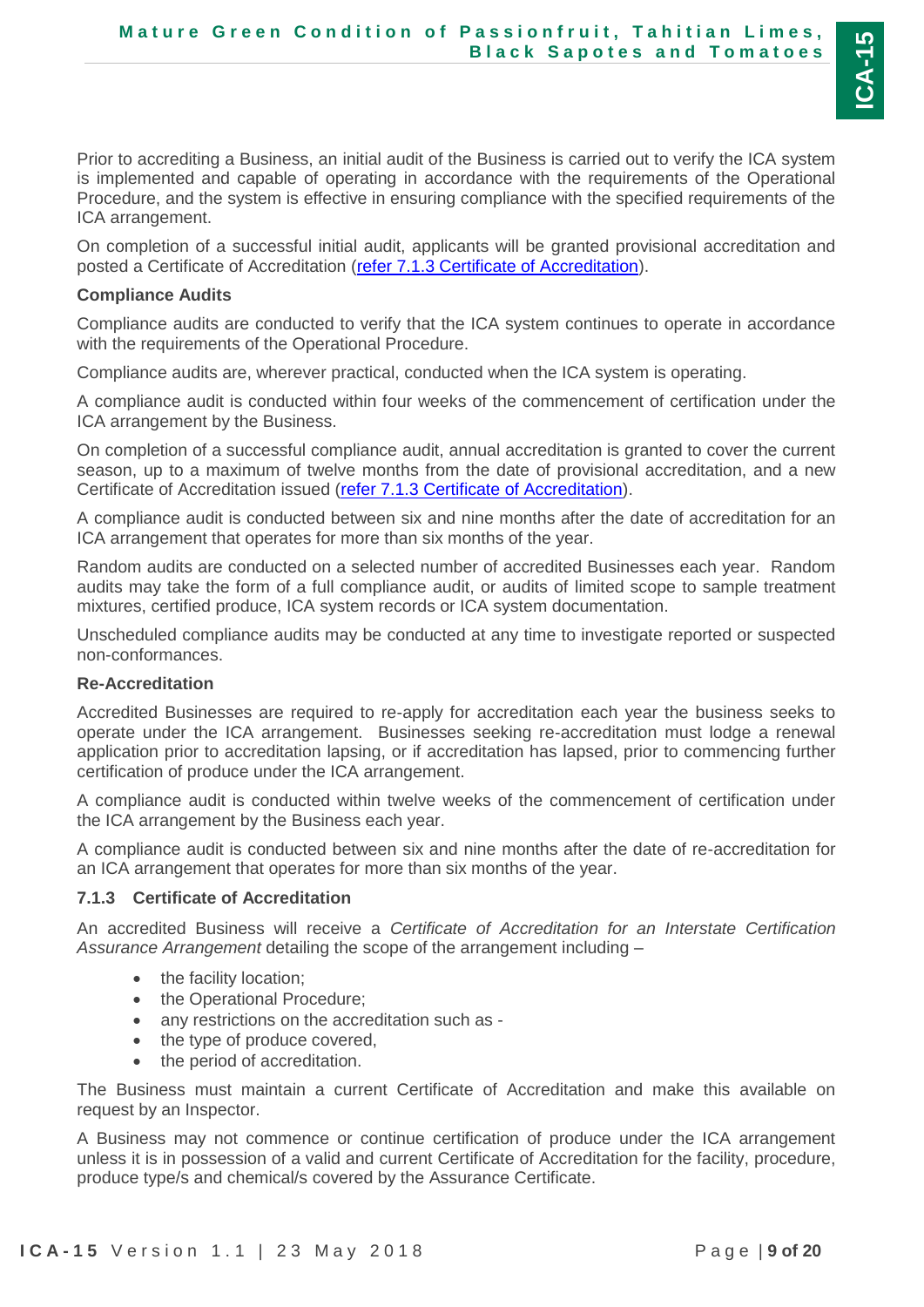Prior to accrediting a Business, an initial audit of the Business is carried out to verify the ICA system is implemented and capable of operating in accordance with the requirements of the Operational Procedure, and the system is effective in ensuring compliance with the specified requirements of the ICA arrangement.

On completion of a successful initial audit, applicants will be granted provisional accreditation and posted a Certificate of Accreditation (refer 7.1.3 Certificate of Accreditation).

**Compliance Audits**

Compliance audits are conducted to verify that the ICA system continues to operate in accordance with the requirements of the Operational Procedure.

Compliance audits are, wherever practical, conducted when the ICA system is operating.

A compliance audit is conducted within four weeks of the commencement of certification under the ICA arrangement by the Business.

On completion of a successful compliance audit, annual accreditation is granted to cover the current season, up to a maximum of twelve months from the date of provisional accreditation, and a new Certificate of Accreditation issued (refer 7.1.3 Certificate of Accreditation).

A compliance audit is conducted between six and nine months after the date of accreditation for an ICA arrangement that operates for more than six months of the year.

Random audits are conducted on a selected number of accredited Businesses each year. Random audits may take the form of a full compliance audit, or audits of limited scope to sample treatment mixtures, certified produce, ICA system records or ICA system documentation.

Unscheduled compliance audits may be conducted at any time to investigate reported or suspected non-conformances.

**Re-Accreditation**

Accredited Businesses are required to re-apply for accreditation each year the business seeks to operate under the ICA arrangement. Businesses seeking re-accreditation must lodge a renewal application prior to accreditation lapsing, or if accreditation has lapsed, prior to commencing further certification of produce under the ICA arrangement.

A compliance audit is conducted within twelve weeks of the commencement of certification under the ICA arrangement by the Business each year.

A compliance audit is conducted between six and nine months after the date of re-accreditation for an ICA arrangement that operates for more than six months of the year.

### 7.1.3 Certificate of Accreditation

An accredited Business will receive a *Certificate of Accreditation for an Interstate Certification Assurance Arrangement* detailing the scope of the arrangement including –

- the facility location;
- the Operational Procedure;
- any restrictions on the accreditation such as -
- the type of produce covered,
- the period of accreditation.

The Business must maintain a current Certificate of Accreditation and make this available on request by an Inspector.

A Business may not commence or continue certification of produce under the ICA arrangement unless it is in possession of a valid and current Certificate of Accreditation for the facility, procedure, produce type/s and chemical/s covered by the Assurance Certificate.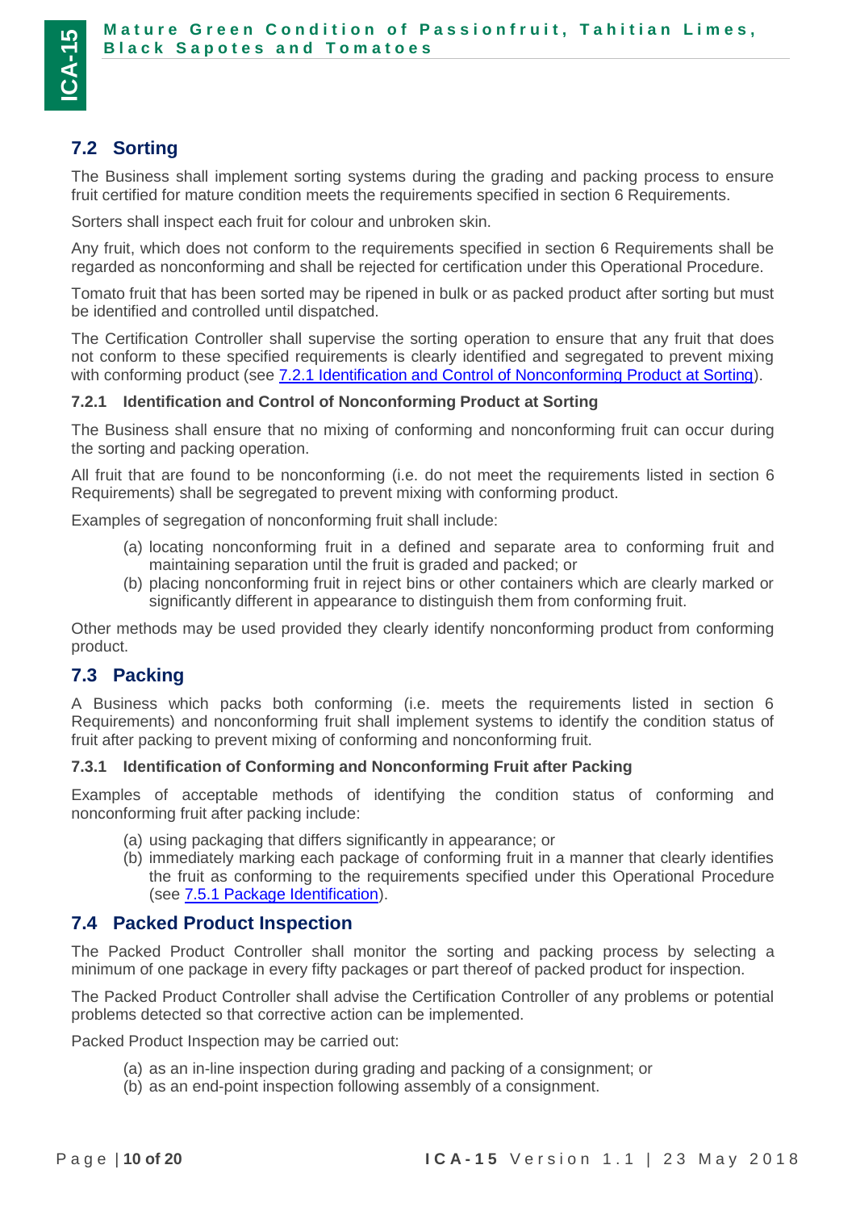## 7.2 Sorting

The Business shall implement sorting systems during the grading and packing process to ensure fruit certified for mature condition meets the requirements specified in section 6 Requirements.

Sorters shall inspect each fruit for colour and unbroken skin.

Any fruit, which does not conform to the requirements specified in section 6 Requirements shall be regarded as nonconforming and shall be rejected for certification under this Operational Procedure.

Tomato fruit that has been sorted may be ripened in bulk or as packed product after sorting but must be identified and controlled until dispatched.

The Certification Controller shall supervise the sorting operation to ensure that any fruit that does not conform to these specified requirements is clearly identified and segregated to prevent mixing with conforming product (see 7.2.1 Identification and Control of Nonconforming Product at Sorting).

### 7.2.1 Identification and Control of Nonconforming Product at Sorting

The Business shall ensure that no mixing of conforming and nonconforming fruit can occur during the sorting and packing operation.

All fruit that are found to be nonconforming (i.e. do not meet the requirements listed in section 6 Requirements) shall be segregated to prevent mixing with conforming product.

Examples of segregation of nonconforming fruit shall include:

(a) locating nonconforming fruit in a defined and separate area to conforming fruit and maintaining separation until the fruit is graded and packed; or
(b) placing nonconforming fruit in reject bins or other containers which are clearly marked or significantly different in appearance to distinguish them from conforming fruit.

Other methods may be used provided they clearly identify nonconforming product from conforming product.

## 7.3 Packing

A Business which packs both conforming (i.e. meets the requirements listed in section 6 Requirements) and nonconforming fruit shall implement systems to identify the condition status of fruit after packing to prevent mixing of conforming and nonconforming fruit.

### 7.3.1 Identification of Conforming and Nonconforming Fruit after Packing

Examples of acceptable methods of identifying the condition status of conforming and nonconforming fruit after packing include:

(a) using packaging that differs significantly in appearance; or
(b) immediately marking each package of conforming fruit in a manner that clearly identifies the fruit as conforming to the requirements specified under this Operational Procedure (see 7.5.1 Package Identification).

## 7.4 Packed Product Inspection

The Packed Product Controller shall monitor the sorting and packing process by selecting a minimum of one package in every fifty packages or part thereof of packed product for inspection.

The Packed Product Controller shall advise the Certification Controller of any problems or potential problems detected so that corrective action can be implemented.

Packed Product Inspection may be carried out:

(a) as an in-line inspection during grading and packing of a consignment; or
(b) as an end-point inspection following assembly of a consignment.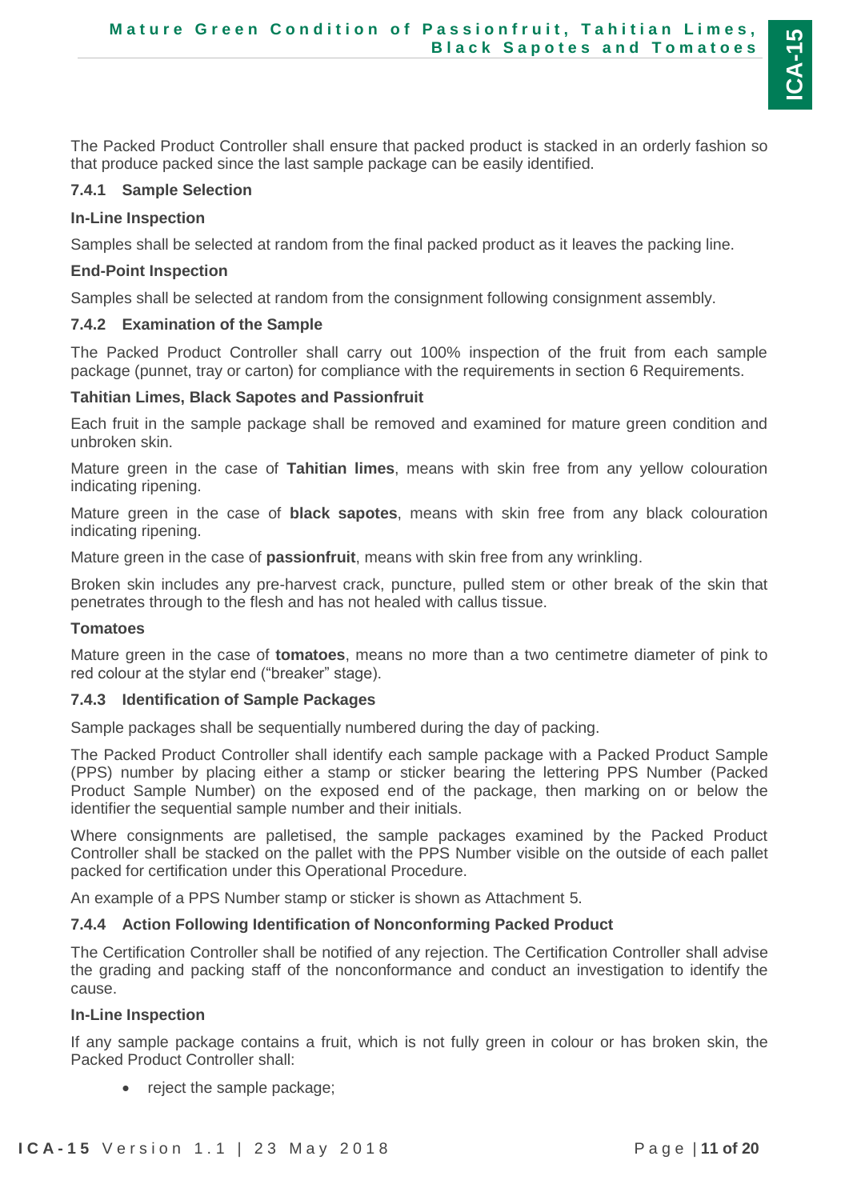The Packed Product Controller shall ensure that packed product is stacked in an orderly fashion so that produce packed since the last sample package can be easily identified.

### 7.4.1 Sample Selection

**In-Line Inspection**

Samples shall be selected at random from the final packed product as it leaves the packing line.

**End-Point Inspection**

Samples shall be selected at random from the consignment following consignment assembly.

### 7.4.2 Examination of the Sample

The Packed Product Controller shall carry out 100% inspection of the fruit from each sample package (punnet, tray or carton) for compliance with the requirements in section 6 Requirements.

**Tahitian Limes, Black Sapotes and Passionfruit**

Each fruit in the sample package shall be removed and examined for mature green condition and unbroken skin.

Mature green in the case of **Tahitian limes**, means with skin free from any yellow colouration indicating ripening.

Mature green in the case of **black sapotes**, means with skin free from any black colouration indicating ripening.

Mature green in the case of **passionfruit**, means with skin free from any wrinkling.

Broken skin includes any pre-harvest crack, puncture, pulled stem or other break of the skin that penetrates through to the flesh and has not healed with callus tissue.

**Tomatoes**

Mature green in the case of **tomatoes**, means no more than a two centimetre diameter of pink to red colour at the stylar end ("breaker" stage).

### 7.4.3 Identification of Sample Packages

Sample packages shall be sequentially numbered during the day of packing.

The Packed Product Controller shall identify each sample package with a Packed Product Sample (PPS) number by placing either a stamp or sticker bearing the lettering PPS Number (Packed Product Sample Number) on the exposed end of the package, then marking on or below the identifier the sequential sample number and their initials.

Where consignments are palletised, the sample packages examined by the Packed Product Controller shall be stacked on the pallet with the PPS Number visible on the outside of each pallet packed for certification under this Operational Procedure.

An example of a PPS Number stamp or sticker is shown as Attachment 5.

### 7.4.4 Action Following Identification of Nonconforming Packed Product

The Certification Controller shall be notified of any rejection. The Certification Controller shall advise the grading and packing staff of the nonconformance and conduct an investigation to identify the cause.

**In-Line Inspection**

If any sample package contains a fruit, which is not fully green in colour or has broken skin, the Packed Product Controller shall:

- reject the sample package;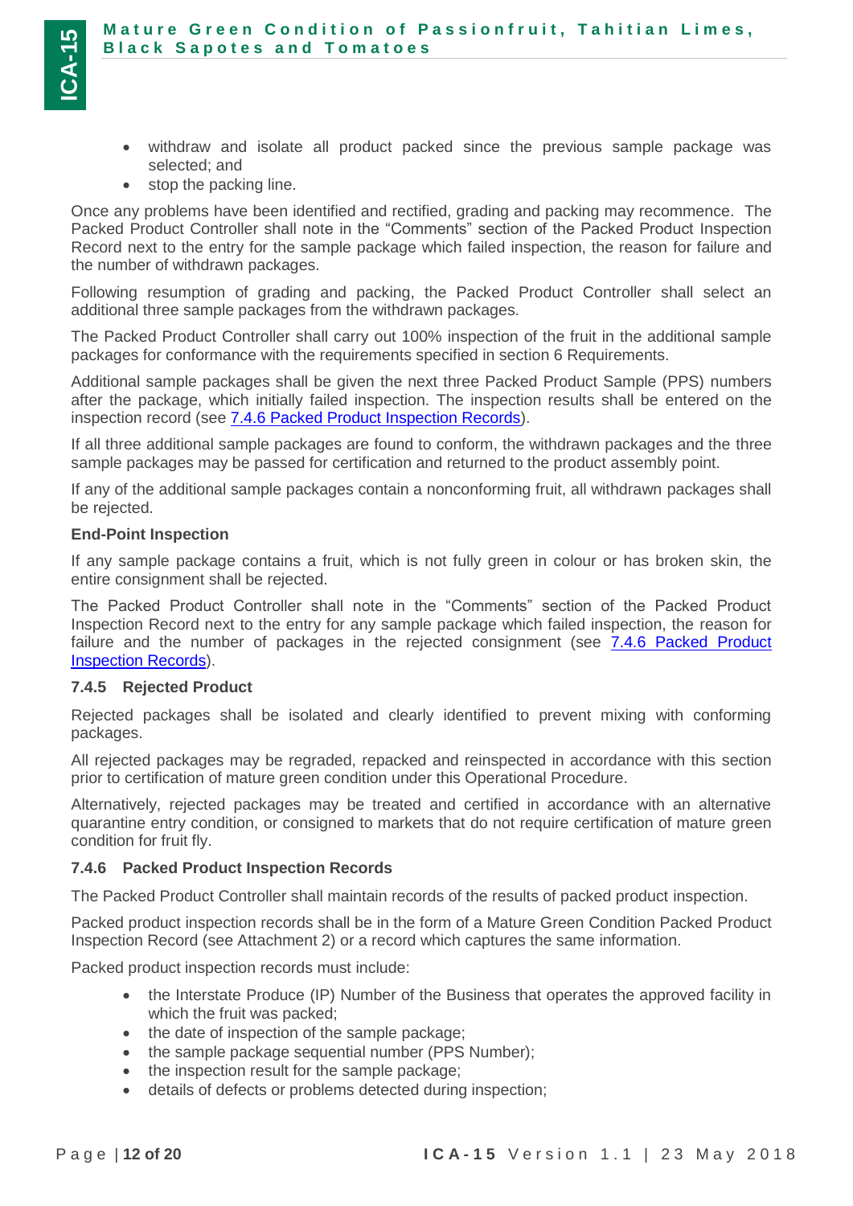- withdraw and isolate all product packed since the previous sample package was selected; and
- stop the packing line.

Once any problems have been identified and rectified, grading and packing may recommence. The Packed Product Controller shall note in the "Comments" section of the Packed Product Inspection Record next to the entry for the sample package which failed inspection, the reason for failure and the number of withdrawn packages.

Following resumption of grading and packing, the Packed Product Controller shall select an additional three sample packages from the withdrawn packages.

The Packed Product Controller shall carry out 100% inspection of the fruit in the additional sample packages for conformance with the requirements specified in section 6 Requirements.

Additional sample packages shall be given the next three Packed Product Sample (PPS) numbers after the package, which initially failed inspection. The inspection results shall be entered on the inspection record (see 7.4.6 Packed Product Inspection Records).

If all three additional sample packages are found to conform, the withdrawn packages and the three sample packages may be passed for certification and returned to the product assembly point.

If any of the additional sample packages contain a nonconforming fruit, all withdrawn packages shall be rejected.

**End-Point Inspection**

If any sample package contains a fruit, which is not fully green in colour or has broken skin, the entire consignment shall be rejected.

The Packed Product Controller shall note in the "Comments" section of the Packed Product Inspection Record next to the entry for any sample package which failed inspection, the reason for failure and the number of packages in the rejected consignment (see 7.4.6 Packed Product Inspection Records).

### 7.4.5 Rejected Product

Rejected packages shall be isolated and clearly identified to prevent mixing with conforming packages.

All rejected packages may be regraded, repacked and reinspected in accordance with this section prior to certification of mature green condition under this Operational Procedure.

Alternatively, rejected packages may be treated and certified in accordance with an alternative quarantine entry condition, or consigned to markets that do not require certification of mature green condition for fruit fly.

### 7.4.6 Packed Product Inspection Records

The Packed Product Controller shall maintain records of the results of packed product inspection.

Packed product inspection records shall be in the form of a Mature Green Condition Packed Product Inspection Record (see Attachment 2) or a record which captures the same information.

Packed product inspection records must include:

- the Interstate Produce (IP) Number of the Business that operates the approved facility in which the fruit was packed;
- the date of inspection of the sample package;
- the sample package sequential number (PPS Number);
- the inspection result for the sample package;
- details of defects or problems detected during inspection;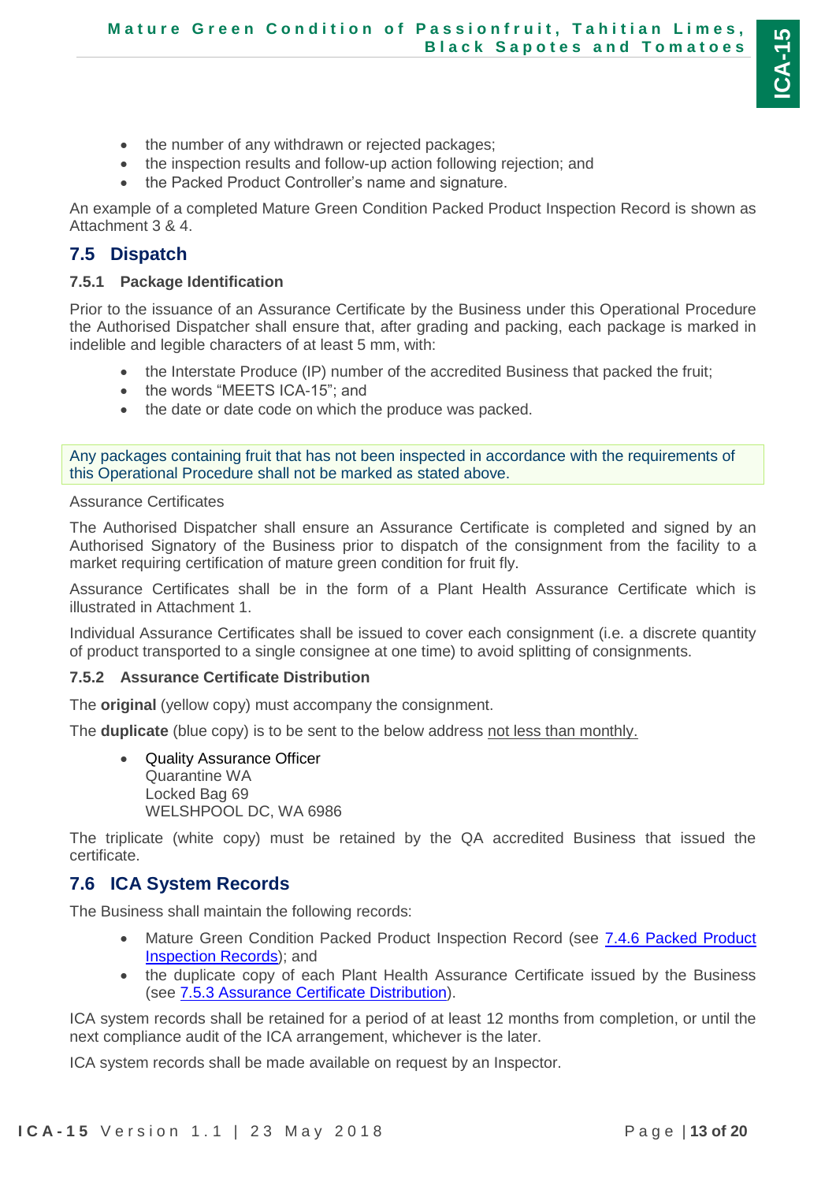- the number of any withdrawn or rejected packages;
- the inspection results and follow-up action following rejection; and
- the Packed Product Controller's name and signature.

An example of a completed Mature Green Condition Packed Product Inspection Record is shown as Attachment 3 & 4.

## 7.5 Dispatch

### 7.5.1 Package Identification

Prior to the issuance of an Assurance Certificate by the Business under this Operational Procedure the Authorised Dispatcher shall ensure that, after grading and packing, each package is marked in indelible and legible characters of at least 5 mm, with:

- the Interstate Produce (IP) number of the accredited Business that packed the fruit;
- the words "MEETS ICA-15"; and
- the date or date code on which the produce was packed.

Any packages containing fruit that has not been inspected in accordance with the requirements of this Operational Procedure shall not be marked as stated above.

Assurance Certificates

The Authorised Dispatcher shall ensure an Assurance Certificate is completed and signed by an Authorised Signatory of the Business prior to dispatch of the consignment from the facility to a market requiring certification of mature green condition for fruit fly.

Assurance Certificates shall be in the form of a Plant Health Assurance Certificate which is illustrated in Attachment 1.

Individual Assurance Certificates shall be issued to cover each consignment (i.e. a discrete quantity of product transported to a single consignee at one time) to avoid splitting of consignments.

### 7.5.2 Assurance Certificate Distribution

The **original** (yellow copy) must accompany the consignment.

The **duplicate** (blue copy) is to be sent to the below address not less than monthly.

- Quality Assurance Officer
  Quarantine WA
  Locked Bag 69
  WELSHPOOL DC, WA 6986

The triplicate (white copy) must be retained by the QA accredited Business that issued the certificate.

## 7.6 ICA System Records

The Business shall maintain the following records:

- Mature Green Condition Packed Product Inspection Record (see 7.4.6 Packed Product Inspection Records); and
- the duplicate copy of each Plant Health Assurance Certificate issued by the Business (see 7.5.3 Assurance Certificate Distribution).

ICA system records shall be retained for a period of at least 12 months from completion, or until the next compliance audit of the ICA arrangement, whichever is the later.

ICA system records shall be made available on request by an Inspector.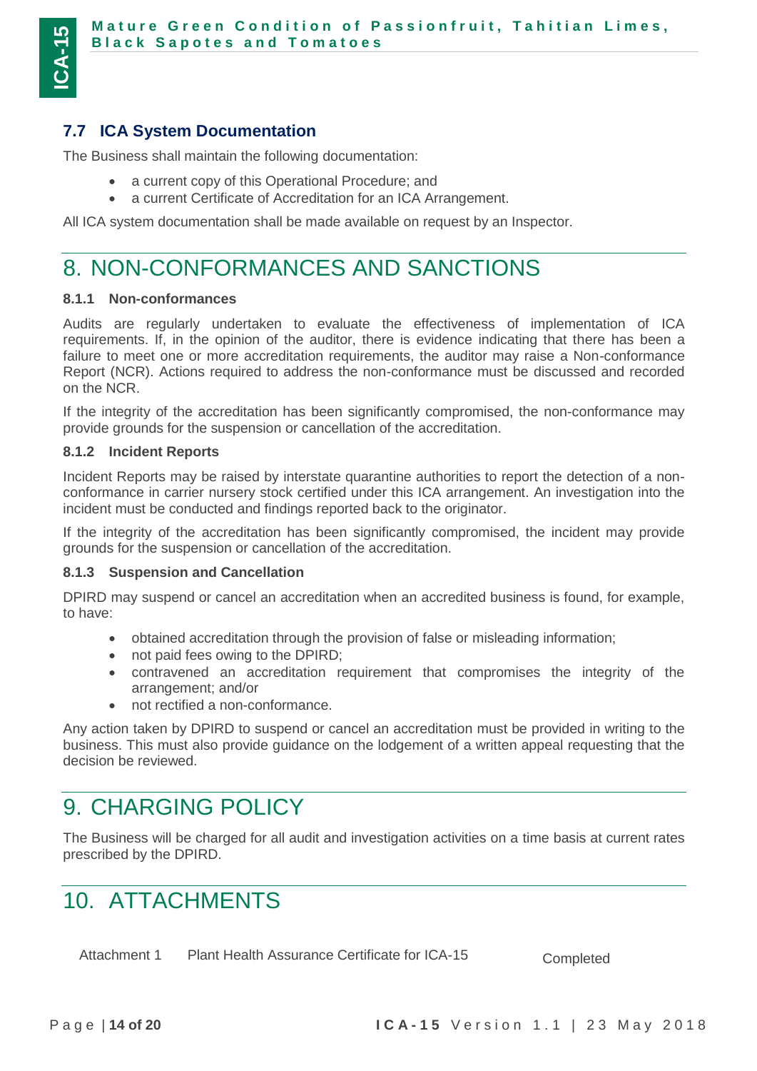### 7.7 ICA System Documentation

The Business shall maintain the following documentation:

- a current copy of this Operational Procedure; and
- a current Certificate of Accreditation for an ICA Arrangement.

All ICA system documentation shall be made available on request by an Inspector.

## 8. NON-CONFORMANCES AND SANCTIONS

#### 8.1.1 Non-conformances

Audits are regularly undertaken to evaluate the effectiveness of implementation of ICA requirements. If, in the opinion of the auditor, there is evidence indicating that there has been a failure to meet one or more accreditation requirements, the auditor may raise a Non-conformance Report (NCR). Actions required to address the non-conformance must be discussed and recorded on the NCR.

If the integrity of the accreditation has been significantly compromised, the non-conformance may provide grounds for the suspension or cancellation of the accreditation.

#### 8.1.2 Incident Reports

Incident Reports may be raised by interstate quarantine authorities to report the detection of a non-conformance in carrier nursery stock certified under this ICA arrangement. An investigation into the incident must be conducted and findings reported back to the originator.

If the integrity of the accreditation has been significantly compromised, the incident may provide grounds for the suspension or cancellation of the accreditation.

#### 8.1.3 Suspension and Cancellation

DPIRD may suspend or cancel an accreditation when an accredited business is found, for example, to have:

- obtained accreditation through the provision of false or misleading information;
- not paid fees owing to the DPIRD;
- contravened an accreditation requirement that compromises the integrity of the arrangement; and/or
- not rectified a non-conformance.

Any action taken by DPIRD to suspend or cancel an accreditation must be provided in writing to the business. This must also provide guidance on the lodgement of a written appeal requesting that the decision be reviewed.

## 9. CHARGING POLICY

The Business will be charged for all audit and investigation activities on a time basis at current rates prescribed by the DPIRD.

## 10. ATTACHMENTS

| | | |
|---|---|---|
| Attachment 1 | Plant Health Assurance Certificate for ICA-15 | Completed |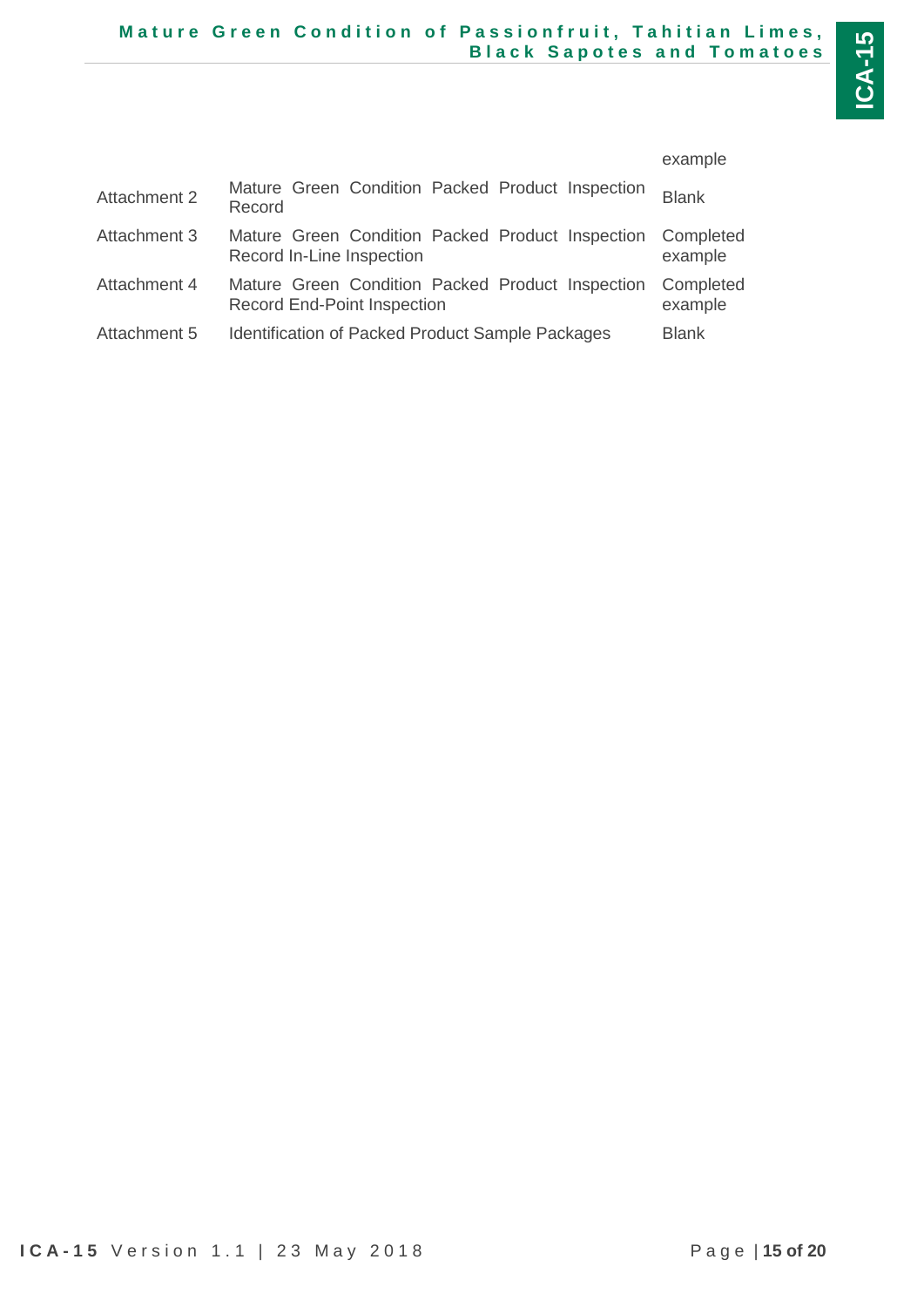| | | example |
|---|---|---|
| Attachment 2 | Mature Green Condition Packed Product Inspection Record | Blank |
| Attachment 3 | Mature Green Condition Packed Product Inspection Record In-Line Inspection | Completed example |
| Attachment 4 | Mature Green Condition Packed Product Inspection Record End-Point Inspection | Completed example |
| Attachment 5 | Identification of Packed Product Sample Packages | Blank |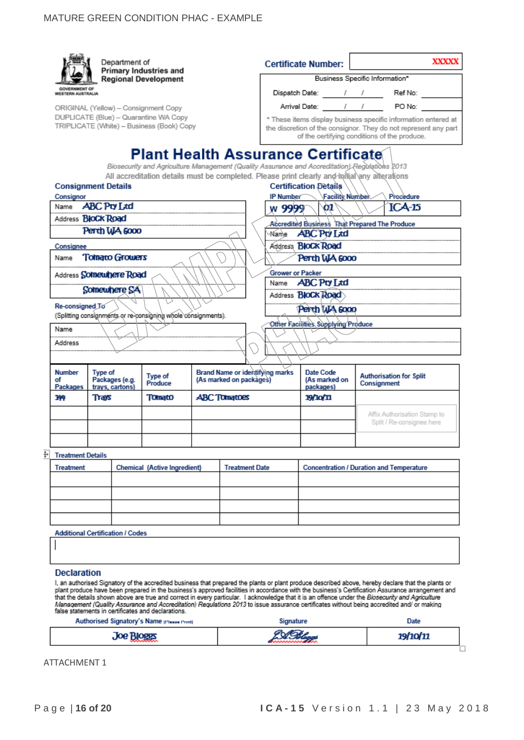MATURE GREEN CONDITION PHAC - EXAMPLE

Department of Primary Industries and Regional Development

GOVERNMENT OF WESTERN AUSTRALIA

ORIGINAL (Yellow) – Consignment Copy
DUPLICATE (Blue) – Quarantine WA Copy
TRIPLICATE (White) – Business (Book) Copy

**Certificate Number:** XXXXX

Business Specific Information*

| | | | |
|---|---|---|---|
| Dispatch Date: | / / | Ref No: | |
| Arrival Date: | / / | PO No: | |

* These items display business specific information entered at the discretion of the consignor. They do not represent any part of the certifying conditions of the produce.

# Plant Health Assurance Certificate

*Biosecurity and Agriculture Management (Quality Assurance and Accreditation) Regulations 2013*

All accreditation details must be completed. Please print clearly and initial any alterations

EXAMPLE PHAC

## Consignment Details

**Consignor**

Name: ABC Pty Ltd
Address: Block Road
Perth WA 6000

**Consignee**

Name: Tomato Growers
Address: Somewhere Road
Somewhere SA

**Re-consigned To**
(Splitting consignments or re-consigning whole consignments).

Name:
Address:

## Certification Details

| IP Number | Facility Number | Procedure |
|---|---|---|
| W 9999 | 01 | ICA-15 |

**Accredited Business That Prepared The Produce**

Name: ABC Pty Ltd
Address: Block Road
Perth WA 6000

**Grower or Packer**

Name: ABC Pty Ltd
Address: Block Road
Perth WA 6000

**Other Facilities Supplying Produce**

| Number of Packages | Type of Packages (e.g. trays, cartons) | Type of Produce | Brand Name or identifying marks (As marked on packages) | Date Code (As marked on packages) | Authorisation for Split Consignment |
|---|---|---|---|---|---|
| 144 | Trays | Tomato | ABC Tomatoes | 19/10/11 | |
| | | | | | Affix Authorisation Stamp to Split / Re-consignee here |
| | | | | | |
| | | | | | |

**Treatment Details**

| Treatment | Chemical (Active Ingredient) | Treatment Date | Concentration / Duration and Temperature |
|---|---|---|---|
| | | | |
| | | | |
| | | | |
| | | | |

**Additional Certification / Codes**

## Declaration

I, an authorised Signatory of the accredited business that prepared the plants or plant produce described above, hereby declare that the plants or plant produce have been prepared in the business's approved facilities in accordance with the business's Certification Assurance arrangement and that the details shown above are true and correct in every particular. I acknowledge that it is an offence under the *Biosecurity and Agriculture Management (Quality Assurance and Accreditation) Regulations 2013* to issue assurance certificates without being accredited and/ or making false statements in certificates and declarations.

| Authorised Signatory's Name (Please Print) | Signature | Date |
|---|---|---|
| Joe Bloggs | J.A. Bloggs | 19/10/11 |

ATTACHMENT 1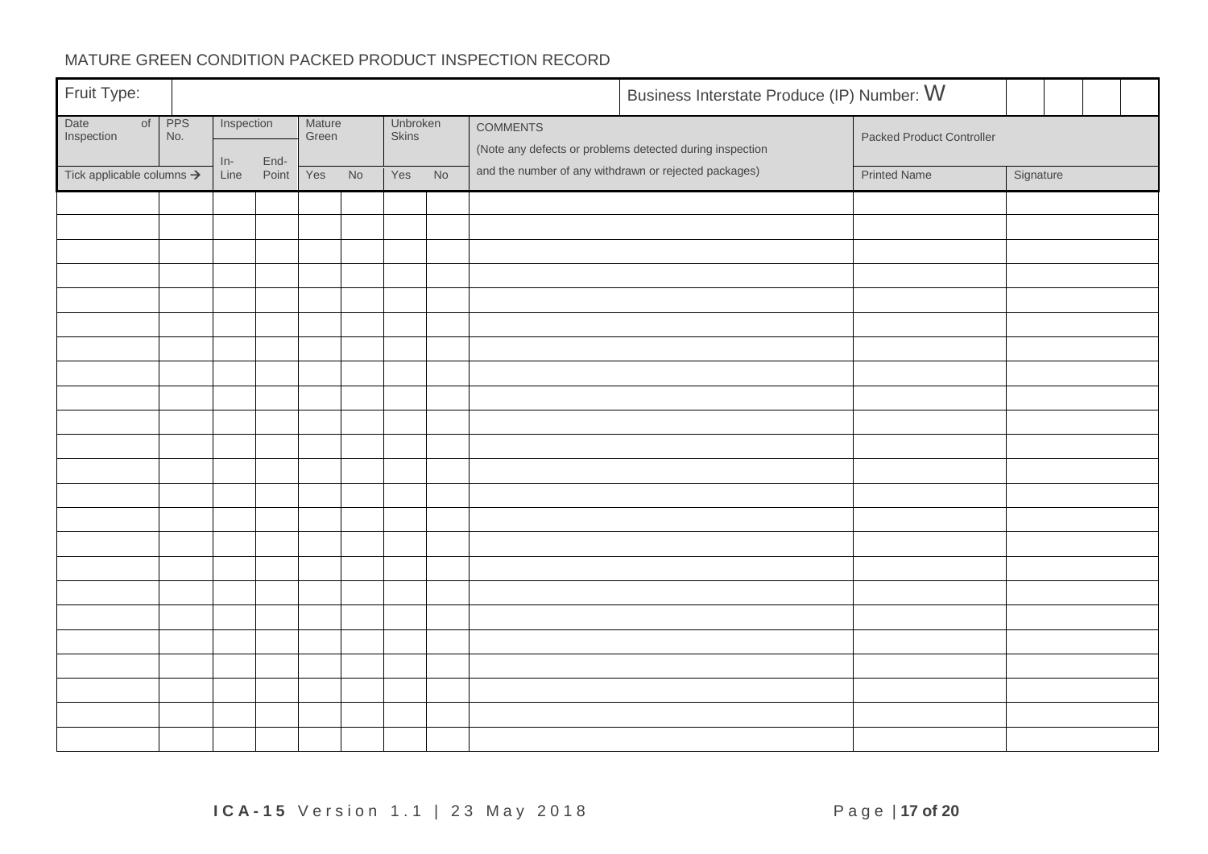MATURE GREEN CONDITION PACKED PRODUCT INSPECTION RECORD

| Fruit Type: | | | | | | | | Business Interstate Produce (IP) Number: W | | |
|---|---|---|---|---|---|---|---|---|---|---|
| Date of Inspection | PPS No. | Inspection | | Mature Green | | Unbroken Skins | | COMMENTS (Note any defects or problems detected during inspection and the number of any withdrawn or rejected packages) | Packed Product Controller | |
| Tick applicable columns → | | In-Line | End-Point | Yes | No | Yes | No | | Printed Name | Signature |
| | | | | | | | | | | |
| | | | | | | | | | | |
| | | | | | | | | | | |
| | | | | | | | | | | |
| | | | | | | | | | | |
| | | | | | | | | | | |
| | | | | | | | | | | |
| | | | | | | | | | | |
| | | | | | | | | | | |
| | | | | | | | | | | |
| | | | | | | | | | | |
| | | | | | | | | | | |
| | | | | | | | | | | |
| | | | | | | | | | | |
| | | | | | | | | | | |
| | | | | | | | | | | |
| | | | | | | | | | | |
| | | | | | | | | | | |
| | | | | | | | | | | |
| | | | | | | | | | | |
| | | | | | | | | | | |
| | | | | | | | | | | |
| | | | | | | | | | | |

ICA-15 Version 1.1 | 23 May 2018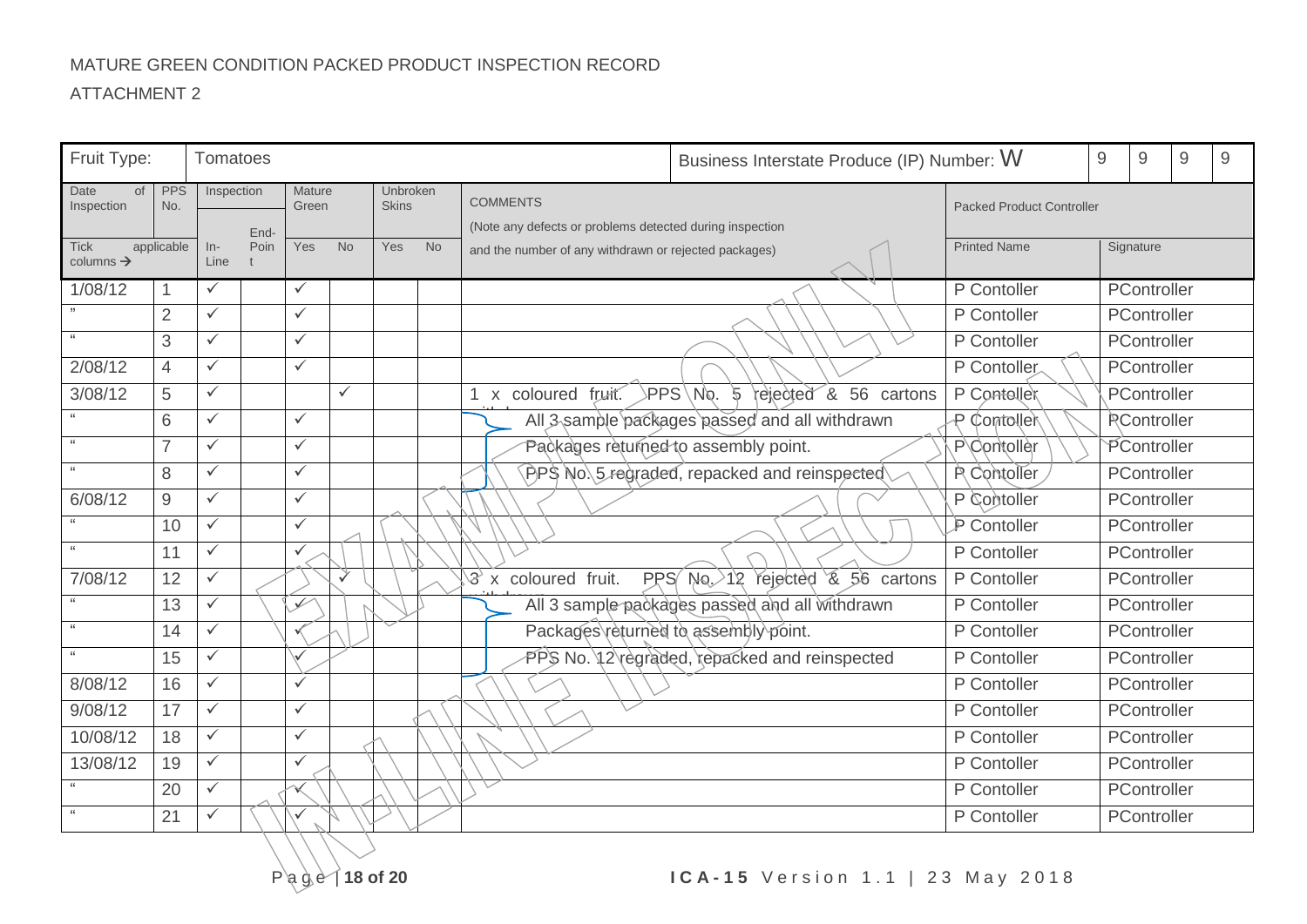MATURE GREEN CONDITION PACKED PRODUCT INSPECTION RECORD

ATTACHMENT 2

| Fruit Type: | | Tomatoes | | | | | | Business Interstate Produce (IP) Number: W | 9 | 9 | 9 | 9 |
|---|---|---|---|---|---|---|---|---|---|---|---|---|
| Date of Inspection | PPS No. | Inspection | | Mature Green | | Unbroken Skins | | COMMENTS (Note any defects or problems detected during inspection and the number of any withdrawn or rejected packages) | Packed Product Controller | | | |
| Tick applicable columns → | | In-Line | End-Point | Yes | No | Yes | No | | Printed Name | Signature | | |
| 1/08/12 | 1 | ✓ | | ✓ | | | | | P Contoller | PController | | |
| " | 2 | ✓ | | ✓ | | | | | P Contoller | PController | | |
| " | 3 | ✓ | | ✓ | | | | | P Contoller | PController | | |
| 2/08/12 | 4 | ✓ | | ✓ | | | | | P Contoller | PController | | |
| 3/08/12 | 5 | ✓ | | | ✓ | | | 1 x coloured fruit. PPS No. 5 rejected & 56 cartons withdrawn | P Contoller | PController | | |
| " | 6 | ✓ | | ✓ | | | | All 3 sample packages passed and all withdrawn | P Contoller | PController | | |
| " | 7 | ✓ | | ✓ | | | | Packages returned to assembly point. | P Contoller | PController | | |
| " | 8 | ✓ | | ✓ | | | | PPS No. 5 regraded, repacked and reinspected | P Contoller | PController | | |
| 6/08/12 | 9 | ✓ | | ✓ | | | | | P Contoller | PController | | |
| " | 10 | ✓ | | ✓ | | | | | P Contoller | PController | | |
| " | 11 | ✓ | | ✓ | | | | | P Contoller | PController | | |
| 7/08/12 | 12 | ✓ | | | ✓ | | | 3 x coloured fruit. PPS No. 12 rejected & 56 cartons withdrawn | P Contoller | PController | | |
| " | 13 | ✓ | | ✓ | | | | All 3 sample packages passed and all withdrawn | P Contoller | PController | | |
| " | 14 | ✓ | | ✓ | | | | Packages returned to assembly point. | P Contoller | PController | | |
| " | 15 | ✓ | | ✓ | | | | PPS No. 12 regraded, repacked and reinspected | P Contoller | PController | | |
| 8/08/12 | 16 | ✓ | | ✓ | | | | | P Contoller | PController | | |
| 9/08/12 | 17 | ✓ | | ✓ | | | | | P Contoller | PController | | |
| 10/08/12 | 18 | ✓ | | ✓ | | | | | P Contoller | PController | | |
| 13/08/12 | 19 | ✓ | | ✓ | | | | | P Contoller | PController | | |
| " | 20 | ✓ | | ✓ | | | | | P Contoller | PController | | |
| " | 21 | ✓ | | ✓ | | | | | P Contoller | PController | | |

EXAMPLE ONLY IN-LINE INSPECTION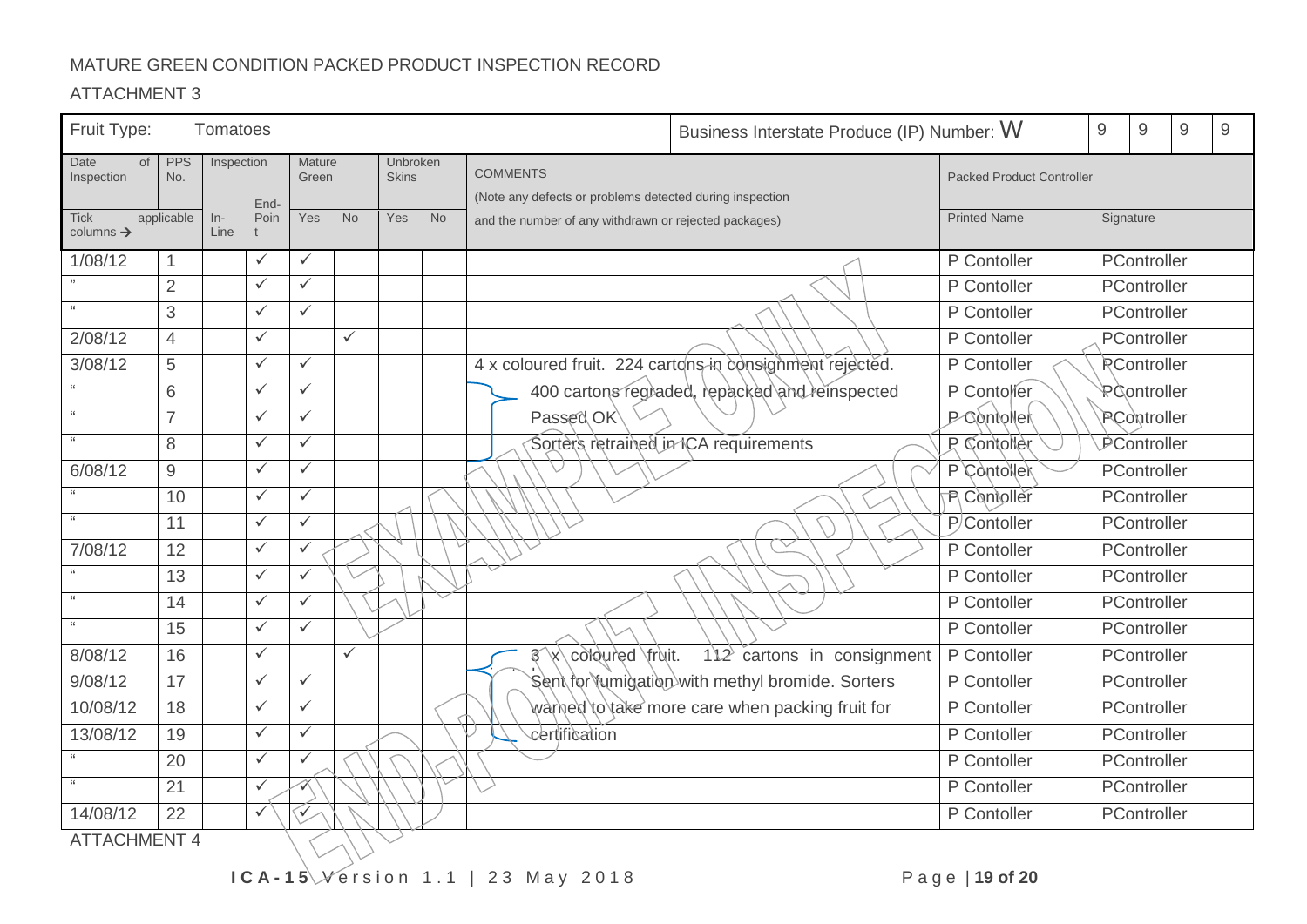MATURE GREEN CONDITION PACKED PRODUCT INSPECTION RECORD

ATTACHMENT 3

| Fruit Type: | | Tomatoes | | | | | | Business Interstate Produce (IP) Number: W | 9 | 9 | 9 | 9 |
|---|---|---|---|---|---|---|---|---|---|---|---|---|
| Date of Inspection | PPS No. | Inspection | | Mature Green | | Unbroken Skins | | COMMENTS (Note any defects or problems detected during inspection and the number of any withdrawn or rejected packages) | Packed Product Controller | | | |
| Tick applicable columns → | | In-Line | End-Point | Yes | No | Yes | No | | Printed Name | Signature | | |
| 1/08/12 | 1 | | ✓ | ✓ | | | | | P Contoller | PController | | |
| " | 2 | | ✓ | ✓ | | | | | P Contoller | PController | | |
| " | 3 | | ✓ | ✓ | | | | | P Contoller | PController | | |
| 2/08/12 | 4 | | ✓ | | ✓ | | | | P Contoller | PController | | |
| 3/08/12 | 5 | | ✓ | ✓ | | | | 4 x coloured fruit. 224 cartons in consignment rejected. | P Contoller | PController | | |
| " | 6 | | ✓ | ✓ | | | | 400 cartons regraded, repacked and reinspected | P Contoller | PController | | |
| " | 7 | | ✓ | ✓ | | | | Passed OK | P Contoller | PController | | |
| " | 8 | | ✓ | ✓ | | | | Sorters retrained in ICA requirements | P Contoller | PController | | |
| 6/08/12 | 9 | | ✓ | ✓ | | | | | P Contoller | PController | | |
| " | 10 | | ✓ | ✓ | | | | | P Contoller | PController | | |
| " | 11 | | ✓ | ✓ | | | | | P Contoller | PController | | |
| 7/08/12 | 12 | | ✓ | ✓ | | | | | P Contoller | PController | | |
| " | 13 | | ✓ | ✓ | | | | | P Contoller | PController | | |
| " | 14 | | ✓ | ✓ | | | | | P Contoller | PController | | |
| " | 15 | | ✓ | ✓ | | | | | P Contoller | PController | | |
| 8/08/12 | 16 | | ✓ | | ✓ | | | 3 x coloured fruit. 112 cartons in consignment | P Contoller | PController | | |
| 9/08/12 | 17 | | ✓ | ✓ | | | | Sent for fumigation with methyl bromide. Sorters | P Contoller | PController | | |
| 10/08/12 | 18 | | ✓ | ✓ | | | | warned to take more care when packing fruit for | P Contoller | PController | | |
| 13/08/12 | 19 | | ✓ | ✓ | | | | certification | P Contoller | PController | | |
| " | 20 | | ✓ | ✓ | | | | | P Contoller | PController | | |
| " | 21 | | ✓ | ✓ | | | | | P Contoller | PController | | |
| 14/08/12 | 22 | | ✓ | ✓ | | | | | P Contoller | PController | | |

ATTACHMENT 4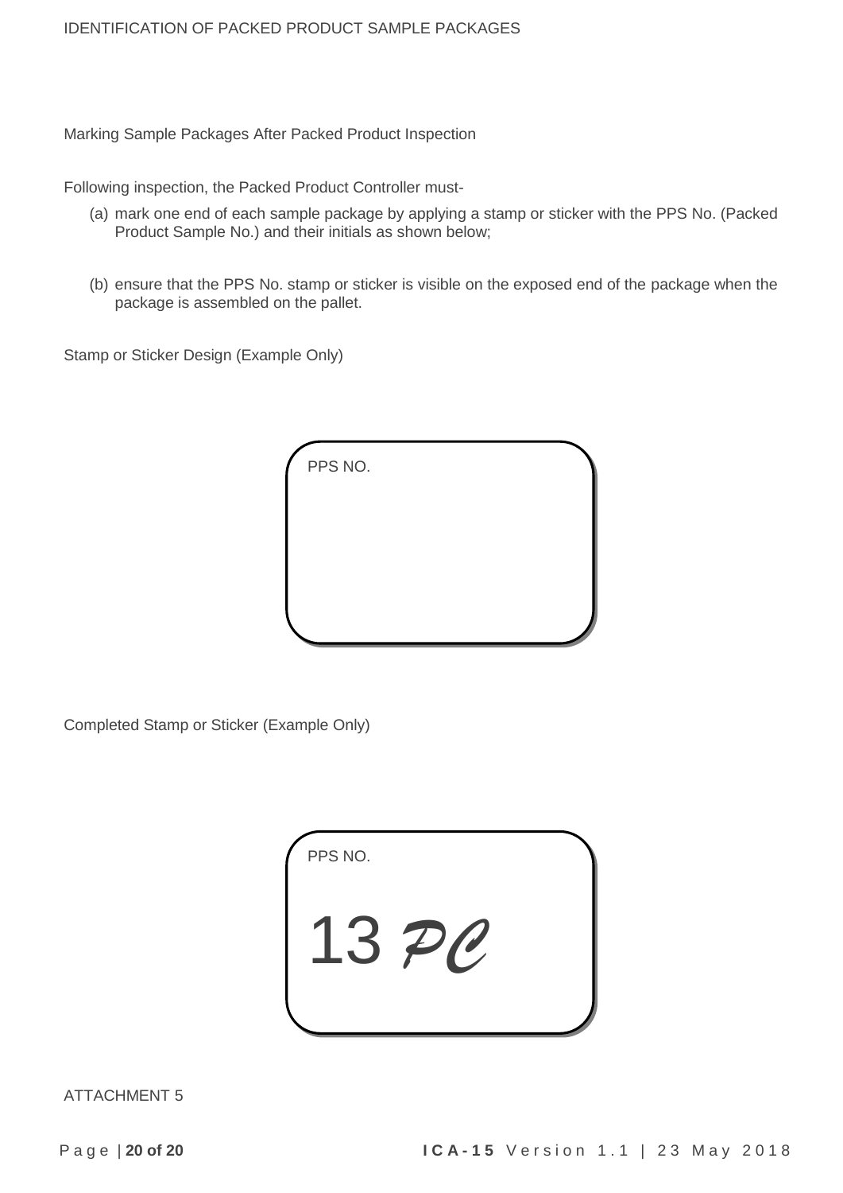# IDENTIFICATION OF PACKED PRODUCT SAMPLE PACKAGES

## Marking Sample Packages After Packed Product Inspection

Following inspection, the Packed Product Controller must-

(a) mark one end of each sample package by applying a stamp or sticker with the PPS No. (Packed Product Sample No.) and their initials as shown below;

(b) ensure that the PPS No. stamp or sticker is visible on the exposed end of the package when the package is assembled on the pallet.

Stamp or Sticker Design (Example Only)

PPS NO.

Completed Stamp or Sticker (Example Only)

PPS NO.

13 *PC*

ATTACHMENT 5